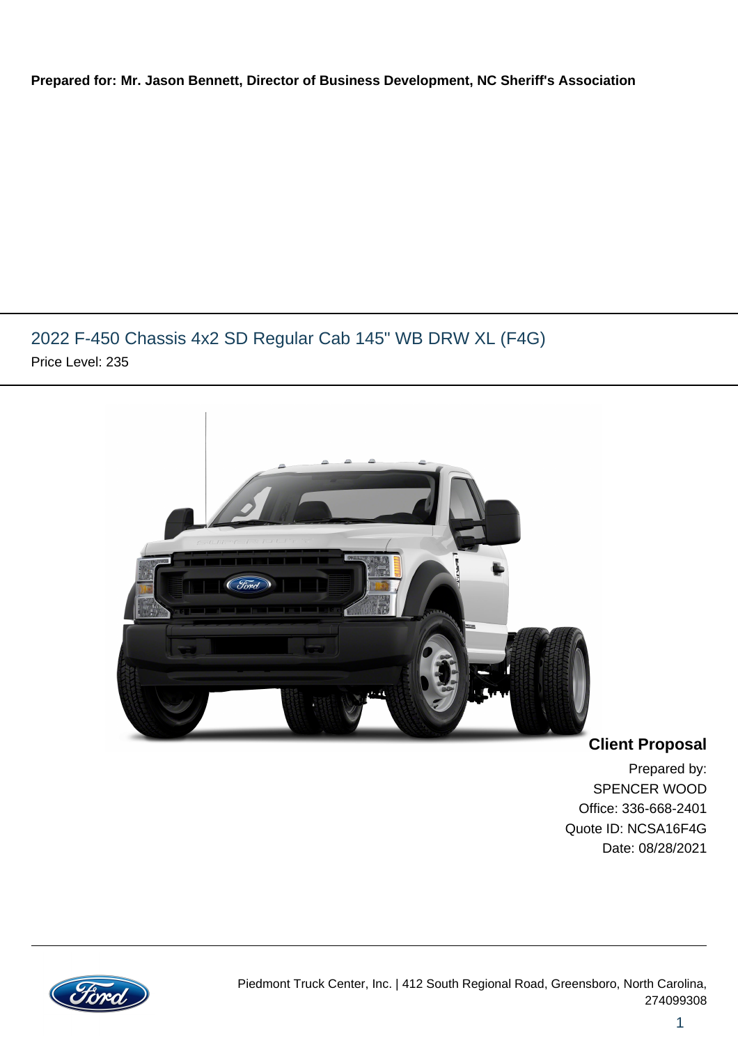**Prepared for: Mr. Jason Bennett, Director of Business Development, NC Sheriff's Association**

## 2022 F-450 Chassis 4x2 SD Regular Cab 145" WB DRW XL (F4G)

Price Level: 235

**Client Proposal**

Prepared by:
SPENCER WOOD
Office: 336-668-2401
Quote ID: NCSA16F4G
Date: 08/28/2021

Piedmont Truck Center, Inc. | 412 South Regional Road, Greensboro, North Carolina, 274099308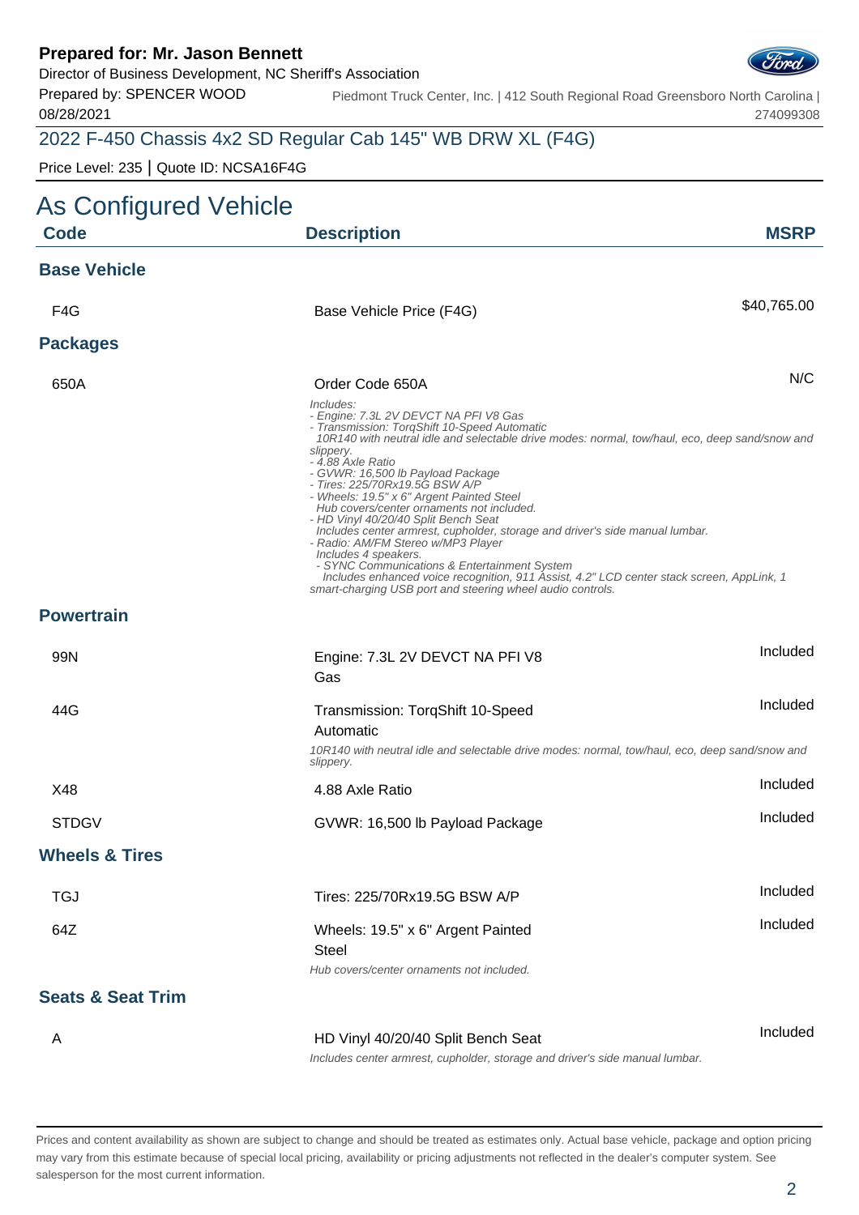**Prepared for: Mr. Jason Bennett**
Director of Business Development, NC Sheriff's Association
Prepared by: SPENCER WOOD
08/28/2021

Piedmont Truck Center, Inc. | 412 South Regional Road Greensboro North Carolina | 274099308

## 2022 F-450 Chassis 4x2 SD Regular Cab 145" WB DRW XL (F4G)

Price Level: 235 | Quote ID: NCSA16F4G

# As Configured Vehicle

| Code | Description | MSRP |
|---|---|---|
| **Base Vehicle** | | |
| F4G | Base Vehicle Price (F4G) | $40,765.00 |
| **Packages** | | |
| 650A | Order Code 650A<br>*Includes:*<br>*- Engine: 7.3L 2V DEVCT NA PFI V8 Gas*<br>*- Transmission: TorqShift 10-Speed Automatic*<br>*10R140 with neutral idle and selectable drive modes: normal, tow/haul, eco, deep sand/snow and slippery.*<br>*- 4.88 Axle Ratio*<br>*- GVWR: 16,500 lb Payload Package*<br>*- Tires: 225/70Rx19.5G BSW A/P*<br>*- Wheels: 19.5" x 6" Argent Painted Steel*<br>*Hub covers/center ornaments not included.*<br>*- HD Vinyl 40/20/40 Split Bench Seat*<br>*Includes center armrest, cupholder, storage and driver's side manual lumbar.*<br>*- Radio: AM/FM Stereo w/MP3 Player*<br>*Includes 4 speakers.*<br>*- SYNC Communications & Entertainment System*<br>*Includes enhanced voice recognition, 911 Assist, 4.2" LCD center stack screen, AppLink, 1 smart-charging USB port and steering wheel audio controls.* | N/C |
| **Powertrain** | | |
| 99N | Engine: 7.3L 2V DEVCT NA PFI V8 Gas | Included |
| 44G | Transmission: TorqShift 10-Speed Automatic<br>*10R140 with neutral idle and selectable drive modes: normal, tow/haul, eco, deep sand/snow and slippery.* | Included |
| X48 | 4.88 Axle Ratio | Included |
| STDGV | GVWR: 16,500 lb Payload Package | Included |
| **Wheels & Tires** | | |
| TGJ | Tires: 225/70Rx19.5G BSW A/P | Included |
| 64Z | Wheels: 19.5" x 6" Argent Painted Steel<br>*Hub covers/center ornaments not included.* | Included |
| **Seats & Seat Trim** | | |
| A | HD Vinyl 40/20/40 Split Bench Seat<br>*Includes center armrest, cupholder, storage and driver's side manual lumbar.* | Included |

Prices and content availability as shown are subject to change and should be treated as estimates only. Actual base vehicle, package and option pricing may vary from this estimate because of special local pricing, availability or pricing adjustments not reflected in the dealer's computer system. See salesperson for the most current information.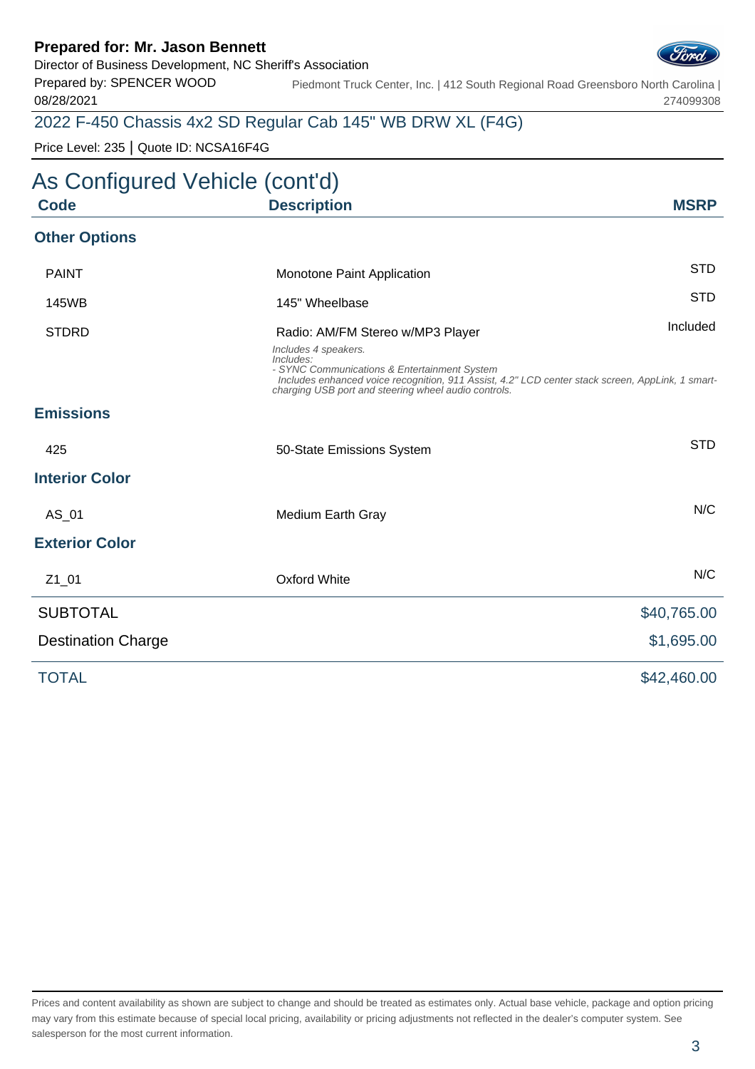**Prepared for: Mr. Jason Bennett**
Director of Business Development, NC Sheriff's Association
Prepared by: SPENCER WOOD
08/28/2021

Piedmont Truck Center, Inc. | 412 South Regional Road Greensboro North Carolina | 274099308

## 2022 F-450 Chassis 4x2 SD Regular Cab 145" WB DRW XL (F4G)

Price Level: 235 | Quote ID: NCSA16F4G

# As Configured Vehicle (cont'd)

| Code | Description | MSRP |
| --- | --- | --- |
| **Other Options** | | |
| PAINT | Monotone Paint Application | STD |
| 145WB | 145" Wheelbase | STD |
| STDRD | Radio: AM/FM Stereo w/MP3 Player<br>*Includes 4 speakers.*<br>*Includes:*<br>*- SYNC Communications & Entertainment System*<br>*Includes enhanced voice recognition, 911 Assist, 4.2" LCD center stack screen, AppLink, 1 smart-charging USB port and steering wheel audio controls.* | Included |
| **Emissions** | | |
| 425 | 50-State Emissions System | STD |
| **Interior Color** | | |
| AS_01 | Medium Earth Gray | N/C |
| **Exterior Color** | | |
| Z1_01 | Oxford White | N/C |
| SUBTOTAL | | $40,765.00 |
| Destination Charge | | $1,695.00 |
| TOTAL | | $42,460.00 |

Prices and content availability as shown are subject to change and should be treated as estimates only. Actual base vehicle, package and option pricing may vary from this estimate because of special local pricing, availability or pricing adjustments not reflected in the dealer's computer system. See salesperson for the most current information.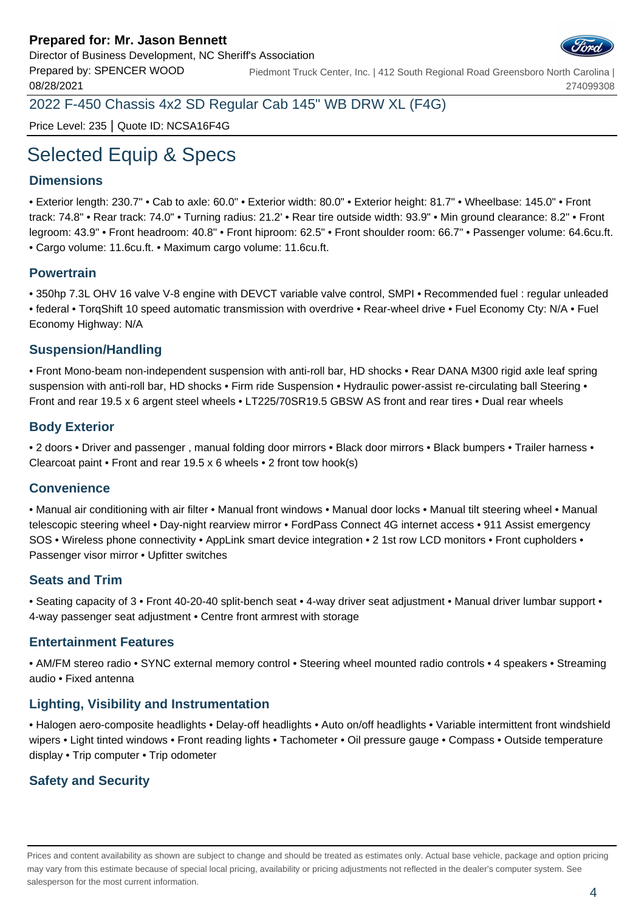**Prepared for: Mr. Jason Bennett**
Director of Business Development, NC Sheriff's Association
Prepared by: SPENCER WOOD
08/28/2021

Piedmont Truck Center, Inc. | 412 South Regional Road Greensboro North Carolina | 274099308

2022 F-450 Chassis 4x2 SD Regular Cab 145" WB DRW XL (F4G)

Price Level: 235 | Quote ID: NCSA16F4G

# Selected Equip & Specs

## Dimensions

• Exterior length: 230.7" • Cab to axle: 60.0" • Exterior width: 80.0" • Exterior height: 81.7" • Wheelbase: 145.0" • Front track: 74.8" • Rear track: 74.0" • Turning radius: 21.2' • Rear tire outside width: 93.9" • Min ground clearance: 8.2" • Front legroom: 43.9" • Front headroom: 40.8" • Front hiproom: 62.5" • Front shoulder room: 66.7" • Passenger volume: 64.6cu.ft. • Cargo volume: 11.6cu.ft. • Maximum cargo volume: 11.6cu.ft.

## Powertrain

• 350hp 7.3L OHV 16 valve V-8 engine with DEVCT variable valve control, SMPI • Recommended fuel : regular unleaded • federal • TorqShift 10 speed automatic transmission with overdrive • Rear-wheel drive • Fuel Economy Cty: N/A • Fuel Economy Highway: N/A

## Suspension/Handling

• Front Mono-beam non-independent suspension with anti-roll bar, HD shocks • Rear DANA M300 rigid axle leaf spring suspension with anti-roll bar, HD shocks • Firm ride Suspension • Hydraulic power-assist re-circulating ball Steering • Front and rear 19.5 x 6 argent steel wheels • LT225/70SR19.5 GBSW AS front and rear tires • Dual rear wheels

## Body Exterior

• 2 doors • Driver and passenger , manual folding door mirrors • Black door mirrors • Black bumpers • Trailer harness • Clearcoat paint • Front and rear 19.5 x 6 wheels • 2 front tow hook(s)

## Convenience

• Manual air conditioning with air filter • Manual front windows • Manual door locks • Manual tilt steering wheel • Manual telescopic steering wheel • Day-night rearview mirror • FordPass Connect 4G internet access • 911 Assist emergency SOS • Wireless phone connectivity • AppLink smart device integration • 2 1st row LCD monitors • Front cupholders • Passenger visor mirror • Upfitter switches

## Seats and Trim

• Seating capacity of 3 • Front 40-20-40 split-bench seat • 4-way driver seat adjustment • Manual driver lumbar support • 4-way passenger seat adjustment • Centre front armrest with storage

## Entertainment Features

• AM/FM stereo radio • SYNC external memory control • Steering wheel mounted radio controls • 4 speakers • Streaming audio • Fixed antenna

## Lighting, Visibility and Instrumentation

• Halogen aero-composite headlights • Delay-off headlights • Auto on/off headlights • Variable intermittent front windshield wipers • Light tinted windows • Front reading lights • Tachometer • Oil pressure gauge • Compass • Outside temperature display • Trip computer • Trip odometer

## Safety and Security

Prices and content availability as shown are subject to change and should be treated as estimates only. Actual base vehicle, package and option pricing may vary from this estimate because of special local pricing, availability or pricing adjustments not reflected in the dealer's computer system. See salesperson for the most current information.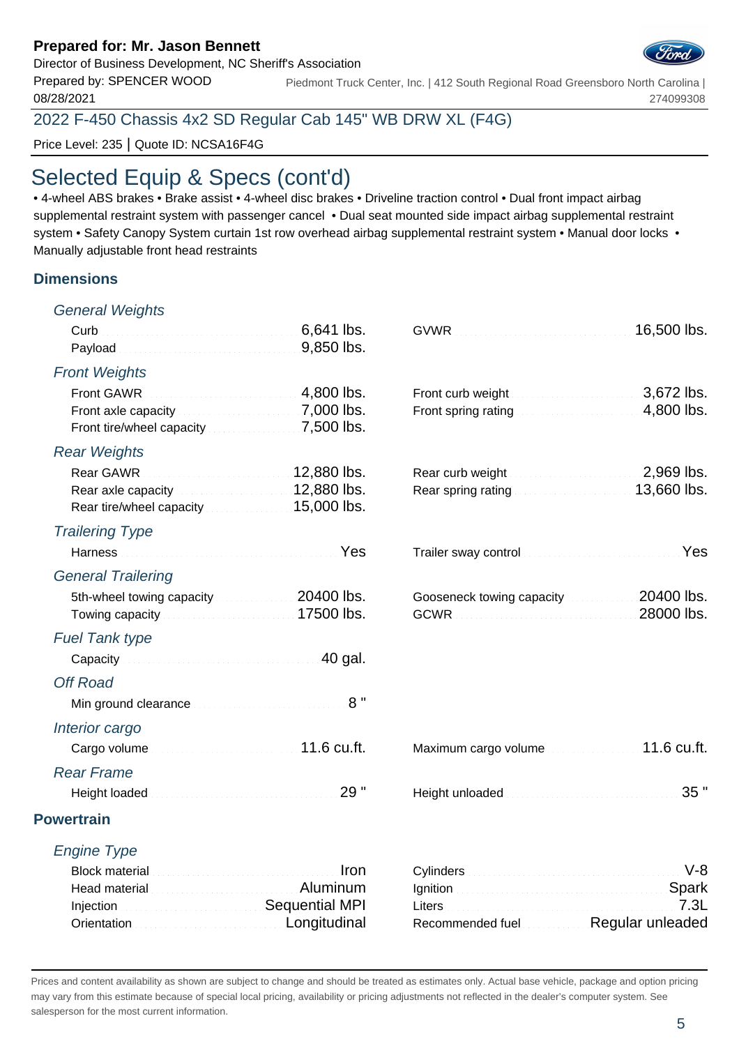**Prepared for: Mr. Jason Bennett**
Director of Business Development, NC Sheriff's Association
Prepared by: SPENCER WOOD
08/28/2021

Piedmont Truck Center, Inc. | 412 South Regional Road Greensboro North Carolina | 274099308

2022 F-450 Chassis 4x2 SD Regular Cab 145" WB DRW XL (F4G)

Price Level: 235 | Quote ID: NCSA16F4G

# Selected Equip & Specs (cont'd)

• 4-wheel ABS brakes • Brake assist • 4-wheel disc brakes • Driveline traction control • Dual front impact airbag supplemental restraint system with passenger cancel • Dual seat mounted side impact airbag supplemental restraint system • Safety Canopy System curtain 1st row overhead airbag supplemental restraint system • Manual door locks • Manually adjustable front head restraints

## Dimensions

### *General Weights*

| | | | |
|---|---|---|---|
| Curb | 6,641 lbs. | GVWR | 16,500 lbs. |
| Payload | 9,850 lbs. | | |

### *Front Weights*

| | | | |
|---|---|---|---|
| Front GAWR | 4,800 lbs. | Front curb weight | 3,672 lbs. |
| Front axle capacity | 7,000 lbs. | Front spring rating | 4,800 lbs. |
| Front tire/wheel capacity | 7,500 lbs. | | |

### *Rear Weights*

| | | | |
|---|---|---|---|
| Rear GAWR | 12,880 lbs. | Rear curb weight | 2,969 lbs. |
| Rear axle capacity | 12,880 lbs. | Rear spring rating | 13,660 lbs. |
| Rear tire/wheel capacity | 15,000 lbs. | | |

### *Trailering Type*

| | | | |
|---|---|---|---|
| Harness | Yes | Trailer sway control | Yes |

### *General Trailering*

| | | | |
|---|---|---|---|
| 5th-wheel towing capacity | 20400 lbs. | Gooseneck towing capacity | 20400 lbs. |
| Towing capacity | 17500 lbs. | GCWR | 28000 lbs. |

### *Fuel Tank type*

| | |
|---|---|
| Capacity | 40 gal. |

### *Off Road*

| | |
|---|---|
| Min ground clearance | 8 " |

### *Interior cargo*

| | | | |
|---|---|---|---|
| Cargo volume | 11.6 cu.ft. | Maximum cargo volume | 11.6 cu.ft. |

### *Rear Frame*

| | | | |
|---|---|---|---|
| Height loaded | 29 " | Height unloaded | 35 " |

## Powertrain

### *Engine Type*

| | | | |
|---|---|---|---|
| Block material | Iron | Cylinders | V-8 |
| Head material | Aluminum | Ignition | Spark |
| Injection | Sequential MPI | Liters | 7.3L |
| Orientation | Longitudinal | Recommended fuel | Regular unleaded |

Prices and content availability as shown are subject to change and should be treated as estimates only. Actual base vehicle, package and option pricing may vary from this estimate because of special local pricing, availability or pricing adjustments not reflected in the dealer's computer system. See salesperson for the most current information.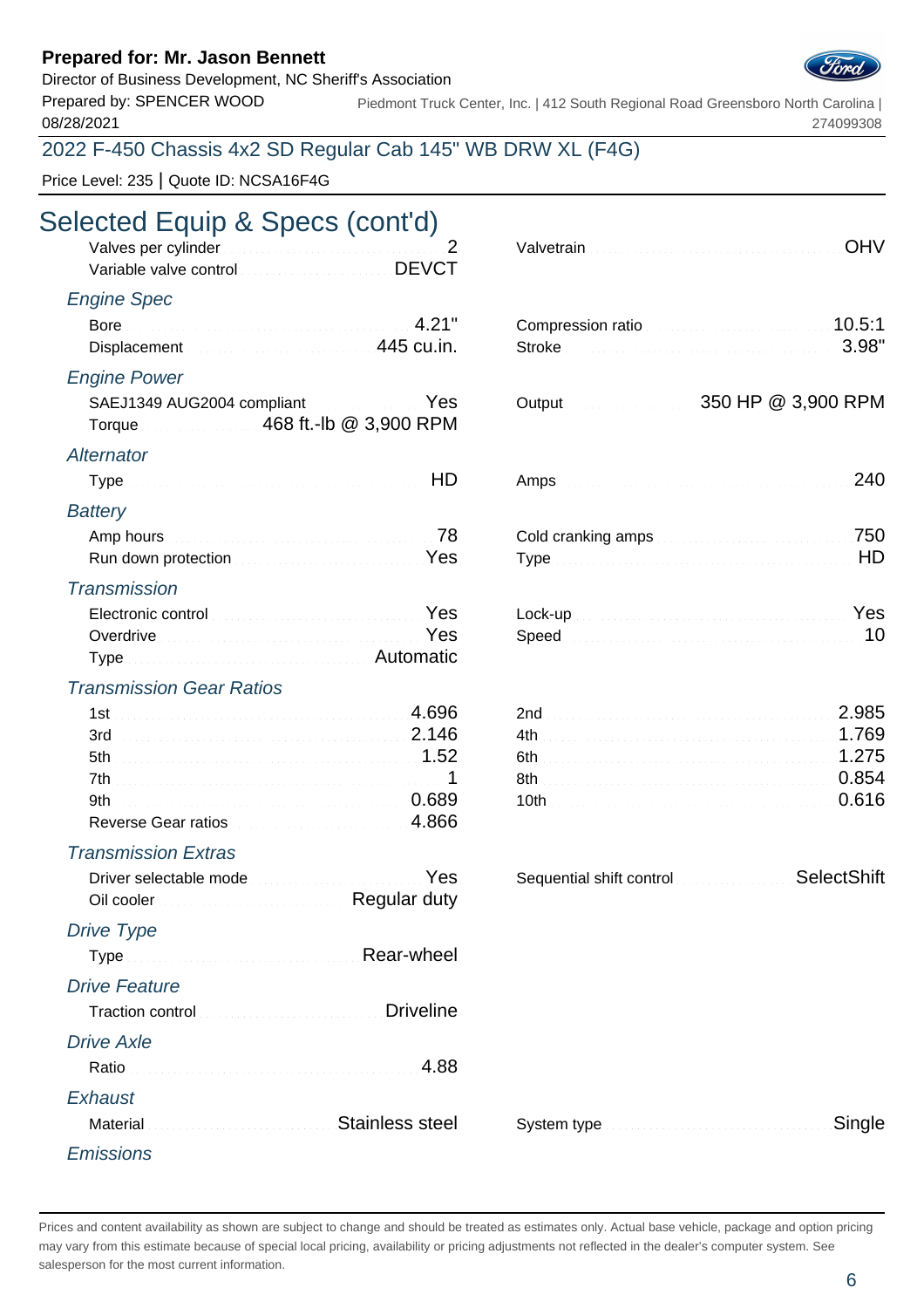**Prepared for: Mr. Jason Bennett**
Director of Business Development, NC Sheriff's Association
Prepared by: SPENCER WOOD
08/28/2021

Piedmont Truck Center, Inc. | 412 South Regional Road Greensboro North Carolina | 274099308

2022 F-450 Chassis 4x2 SD Regular Cab 145" WB DRW XL (F4G)

Price Level: 235 | Quote ID: NCSA16F4G

# Selected Equip & Specs (cont'd)

| | | | |
|---|---|---|---|
| Valves per cylinder | 2 | Valvetrain | OHV |
| Variable valve control | DEVCT | | |

### Engine Spec

| | | | |
|---|---|---|---|
| Bore | 4.21" | Compression ratio | 10.5:1 |
| Displacement | 445 cu.in. | Stroke | 3.98" |

### Engine Power

| | | | |
|---|---|---|---|
| SAEJ1349 AUG2004 compliant | Yes | Output | 350 HP @ 3,900 RPM |
| Torque | 468 ft.-lb @ 3,900 RPM | | |

### Alternator

| | | | |
|---|---|---|---|
| Type | HD | Amps | 240 |

### Battery

| | | | |
|---|---|---|---|
| Amp hours | 78 | Cold cranking amps | 750 |
| Run down protection | Yes | Type | HD |

### Transmission

| | | | |
|---|---|---|---|
| Electronic control | Yes | Lock-up | Yes |
| Overdrive | Yes | Speed | 10 |
| Type | Automatic | | |

### Transmission Gear Ratios

| | | | |
|---|---|---|---|
| 1st | 4.696 | 2nd | 2.985 |
| 3rd | 2.146 | 4th | 1.769 |
| 5th | 1.52 | 6th | 1.275 |
| 7th | 1 | 8th | 0.854 |
| 9th | 0.689 | 10th | 0.616 |
| Reverse Gear ratios | 4.866 | | |

### Transmission Extras

| | | | |
|---|---|---|---|
| Driver selectable mode | Yes | Sequential shift control | SelectShift |
| Oil cooler | Regular duty | | |

### Drive Type

| | |
|---|---|
| Type | Rear-wheel |

### Drive Feature

| | |
|---|---|
| Traction control | Driveline |

### Drive Axle

| | |
|---|---|
| Ratio | 4.88 |

### Exhaust

| | | | |
|---|---|---|---|
| Material | Stainless steel | System type | Single |

### Emissions

Prices and content availability as shown are subject to change and should be treated as estimates only. Actual base vehicle, package and option pricing may vary from this estimate because of special local pricing, availability or pricing adjustments not reflected in the dealer's computer system. See salesperson for the most current information.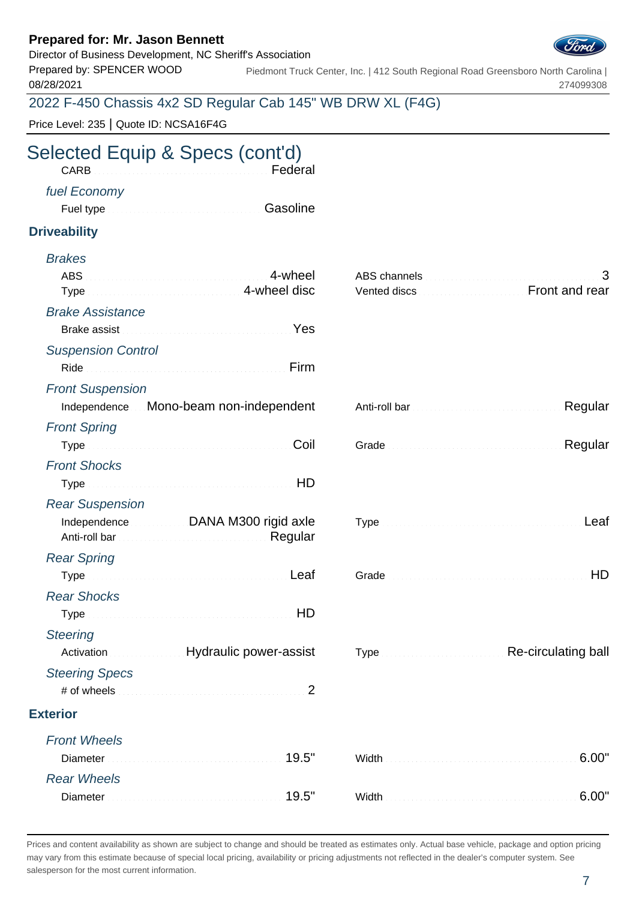## Selected Equip & Specs (cont'd)

CARB: Federal

*fuel Economy*

Fuel type: Gasoline

### Driveability

*Brakes*

| | | | |
|---|---|---|---|
| ABS | 4-wheel | ABS channels | 3 |
| Type | 4-wheel disc | Vented discs | Front and rear |

*Brake Assistance*

Brake assist: Yes

*Suspension Control*

Ride: Firm

*Front Suspension*

| | | | |
|---|---|---|---|
| Independence | Mono-beam non-independent | Anti-roll bar | Regular |

*Front Spring*

| | | | |
|---|---|---|---|
| Type | Coil | Grade | Regular |

*Front Shocks*

Type: HD

*Rear Suspension*

| | | | |
|---|---|---|---|
| Independence | DANA M300 rigid axle | Type | Leaf |
| Anti-roll bar | Regular | | |

*Rear Spring*

| | | | |
|---|---|---|---|
| Type | Leaf | Grade | HD |

*Rear Shocks*

Type: HD

*Steering*

| | | | |
|---|---|---|---|
| Activation | Hydraulic power-assist | Type | Re-circulating ball |

*Steering Specs*

\# of wheels: 2

### Exterior

*Front Wheels*

| | | | |
|---|---|---|---|
| Diameter | 19.5" | Width | 6.00" |

*Rear Wheels*

| | | | |
|---|---|---|---|
| Diameter | 19.5" | Width | 6.00" |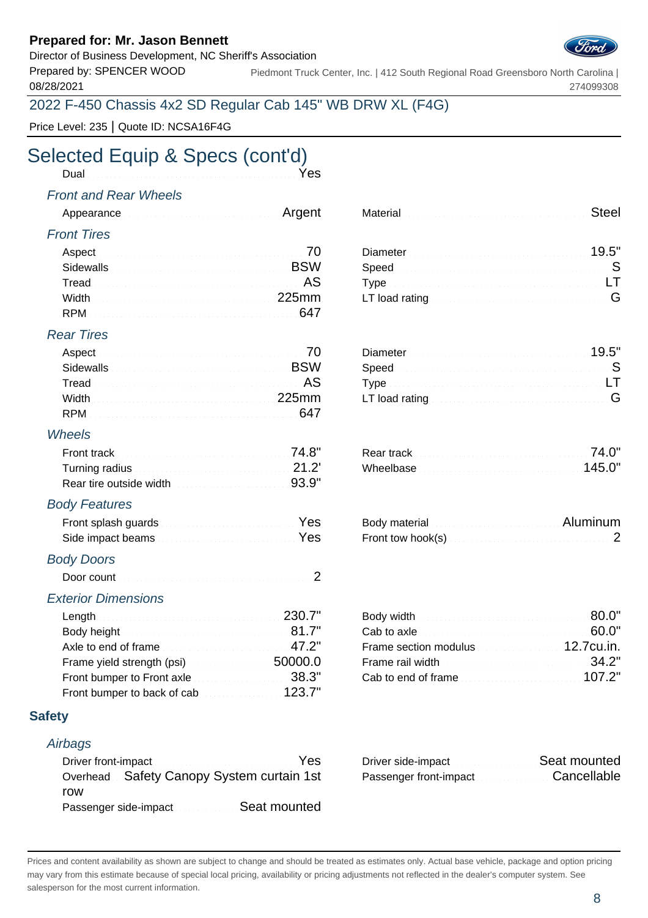# Selected Equip & Specs (cont'd)

| | |
|---|---|
| Dual | Yes |

### *Front and Rear Wheels*

| | | | |
|---|---|---|---|
| Appearance | Argent | Material | Steel |

### *Front Tires*

| | | | |
|---|---|---|---|
| Aspect | 70 | Diameter | 19.5" |
| Sidewalls | BSW | Speed | S |
| Tread | AS | Type | LT |
| Width | 225mm | LT load rating | G |
| RPM | 647 | | |

### *Rear Tires*

| | | | |
|---|---|---|---|
| Aspect | 70 | Diameter | 19.5" |
| Sidewalls | BSW | Speed | S |
| Tread | AS | Type | LT |
| Width | 225mm | LT load rating | G |
| RPM | 647 | | |

### *Wheels*

| | | | |
|---|---|---|---|
| Front track | 74.8" | Rear track | 74.0" |
| Turning radius | 21.2' | Wheelbase | 145.0" |
| Rear tire outside width | 93.9" | | |

### *Body Features*

| | | | |
|---|---|---|---|
| Front splash guards | Yes | Body material | Aluminum |
| Side impact beams | Yes | Front tow hook(s) | 2 |

### *Body Doors*

| | |
|---|---|
| Door count | 2 |

### *Exterior Dimensions*

| | | | |
|---|---|---|---|
| Length | 230.7" | Body width | 80.0" |
| Body height | 81.7" | Cab to axle | 60.0" |
| Axle to end of frame | 47.2" | Frame section modulus | 12.7cu.in. |
| Frame yield strength (psi) | 50000.0 | Frame rail width | 34.2" |
| Front bumper to Front axle | 38.3" | Cab to end of frame | 107.2" |
| Front bumper to back of cab | 123.7" | | |

## Safety

### *Airbags*

| | | | |
|---|---|---|---|
| Driver front-impact | Yes | Driver side-impact | Seat mounted |
| Overhead | Safety Canopy System curtain 1st row | Passenger front-impact | Cancellable |
| Passenger side-impact | Seat mounted | | |

Prices and content availability as shown are subject to change and should be treated as estimates only. Actual base vehicle, package and option pricing may vary from this estimate because of special local pricing, availability or pricing adjustments not reflected in the dealer's computer system. See salesperson for the most current information.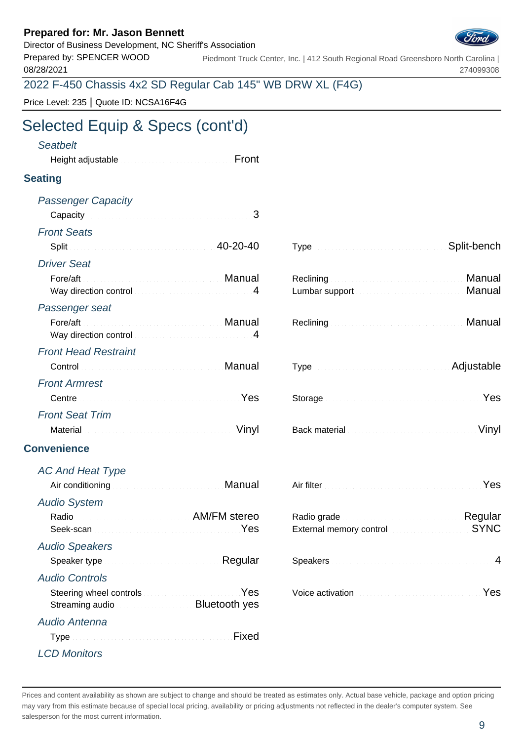**Prepared for: Mr. Jason Bennett**
Director of Business Development, NC Sheriff's Association
Prepared by: SPENCER WOOD
08/28/2021

Piedmont Truck Center, Inc. | 412 South Regional Road Greensboro North Carolina | 274099308

2022 F-450 Chassis 4x2 SD Regular Cab 145" WB DRW XL (F4G)

Price Level: 235 | Quote ID: NCSA16F4G

# Selected Equip & Specs (cont'd)

*Seatbelt*

Height adjustable: Front

## Seating

*Passenger Capacity*

Capacity: 3

*Front Seats*

| | | | |
|---|---|---|---|
| Split | 40-20-40 | Type | Split-bench |

*Driver Seat*

| | | | |
|---|---|---|---|
| Fore/aft | Manual | Reclining | Manual |
| Way direction control | 4 | Lumbar support | Manual |

*Passenger seat*

| | | | |
|---|---|---|---|
| Fore/aft | Manual | Reclining | Manual |
| Way direction control | 4 | | |

*Front Head Restraint*

| | | | |
|---|---|---|---|
| Control | Manual | Type | Adjustable |

*Front Armrest*

| | | | |
|---|---|---|---|
| Centre | Yes | Storage | Yes |

*Front Seat Trim*

| | | | |
|---|---|---|---|
| Material | Vinyl | Back material | Vinyl |

## Convenience

*AC And Heat Type*

| | | | |
|---|---|---|---|
| Air conditioning | Manual | Air filter | Yes |

*Audio System*

| | | | |
|---|---|---|---|
| Radio | AM/FM stereo | Radio grade | Regular |
| Seek-scan | Yes | External memory control | SYNC |

*Audio Speakers*

| | | | |
|---|---|---|---|
| Speaker type | Regular | Speakers | 4 |

*Audio Controls*

| | | | |
|---|---|---|---|
| Steering wheel controls | Yes | Voice activation | Yes |
| Streaming audio | Bluetooth yes | | |

*Audio Antenna*

Type: Fixed

*LCD Monitors*

Prices and content availability as shown are subject to change and should be treated as estimates only. Actual base vehicle, package and option pricing may vary from this estimate because of special local pricing, availability or pricing adjustments not reflected in the dealer's computer system. See salesperson for the most current information.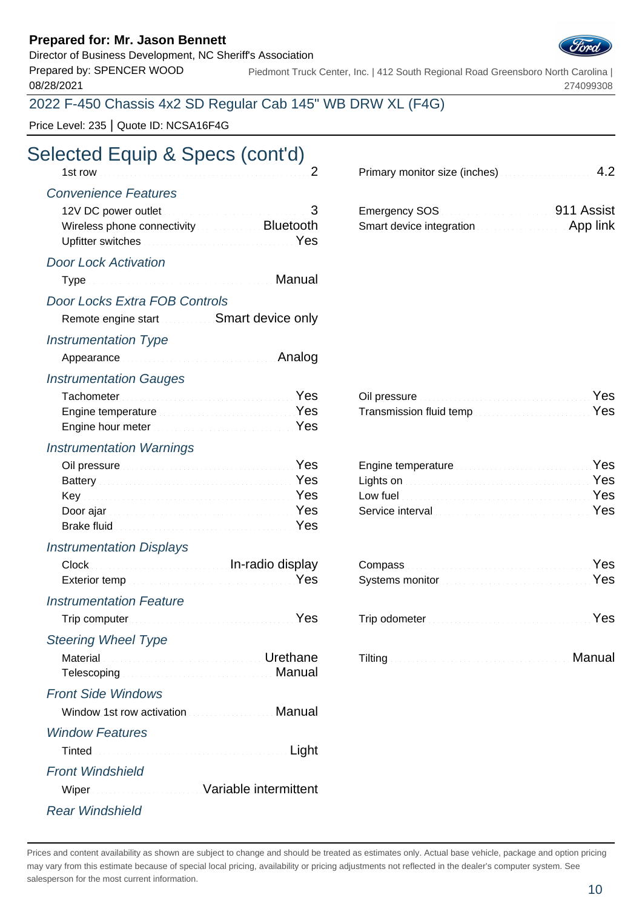**Prepared for: Mr. Jason Bennett**
Director of Business Development, NC Sheriff's Association
Prepared by: SPENCER WOOD
08/28/2021

Piedmont Truck Center, Inc. | 412 South Regional Road Greensboro North Carolina | 274099308

## 2022 F-450 Chassis 4x2 SD Regular Cab 145" WB DRW XL (F4G)

Price Level: 235 | Quote ID: NCSA16F4G

# Selected Equip & Specs (cont'd)

| | | | |
|---|---|---|---|
| 1st row | 2 | Primary monitor size (inches) | 4.2 |

### *Convenience Features*

| | | | |
|---|---|---|---|
| 12V DC power outlet | 3 | Emergency SOS | 911 Assist |
| Wireless phone connectivity | Bluetooth | Smart device integration | App link |
| Upfitter switches | Yes | | |

### *Door Lock Activation*

| | |
|---|---|
| Type | Manual |

### *Door Locks Extra FOB Controls*

| | |
|---|---|
| Remote engine start | Smart device only |

### *Instrumentation Type*

| | |
|---|---|
| Appearance | Analog |

### *Instrumentation Gauges*

| | | | |
|---|---|---|---|
| Tachometer | Yes | Oil pressure | Yes |
| Engine temperature | Yes | Transmission fluid temp | Yes |
| Engine hour meter | Yes | | |

### *Instrumentation Warnings*

| | | | |
|---|---|---|---|
| Oil pressure | Yes | Engine temperature | Yes |
| Battery | Yes | Lights on | Yes |
| Key | Yes | Low fuel | Yes |
| Door ajar | Yes | Service interval | Yes |
| Brake fluid | Yes | | |

### *Instrumentation Displays*

| | | | |
|---|---|---|---|
| Clock | In-radio display | Compass | Yes |
| Exterior temp | Yes | Systems monitor | Yes |

### *Instrumentation Feature*

| | | | |
|---|---|---|---|
| Trip computer | Yes | Trip odometer | Yes |

### *Steering Wheel Type*

| | | | |
|---|---|---|---|
| Material | Urethane | Tilting | Manual |
| Telescoping | Manual | | |

### *Front Side Windows*

| | |
|---|---|
| Window 1st row activation | Manual |

### *Window Features*

| | |
|---|---|
| Tinted | Light |

### *Front Windshield*

| | |
|---|---|
| Wiper | Variable intermittent |

### *Rear Windshield*

Prices and content availability as shown are subject to change and should be treated as estimates only. Actual base vehicle, package and option pricing may vary from this estimate because of special local pricing, availability or pricing adjustments not reflected in the dealer's computer system. See salesperson for the most current information.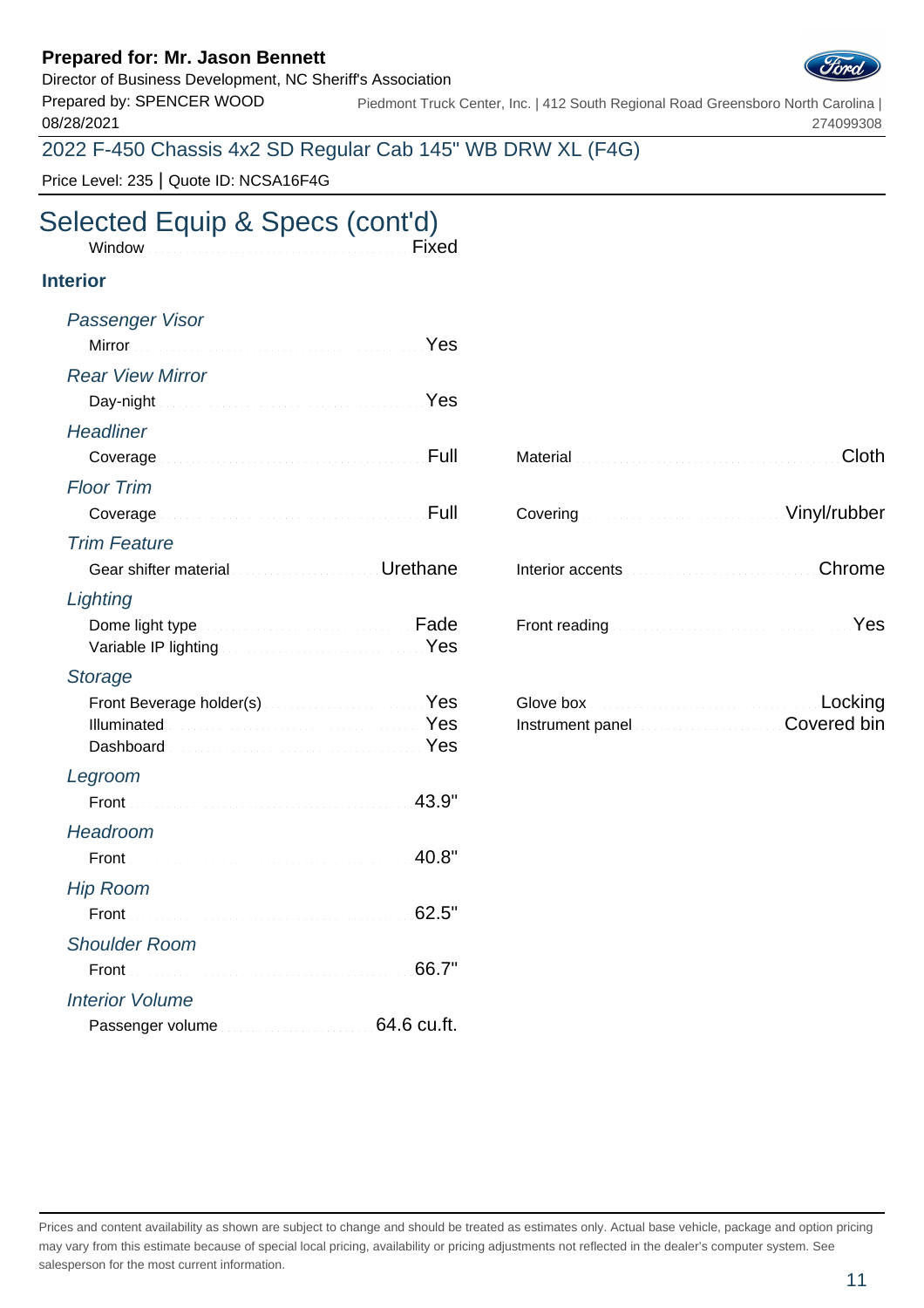# Selected Equip & Specs (cont'd)

Window ........ Fixed

## Interior

| | | | |
|---|---|---|---|
| ***Passenger Visor*** | | | |
| Mirror | Yes | | |
| ***Rear View Mirror*** | | | |
| Day-night | Yes | | |
| ***Headliner*** | | | |
| Coverage | Full | Material | Cloth |
| ***Floor Trim*** | | | |
| Coverage | Full | Covering | Vinyl/rubber |
| ***Trim Feature*** | | | |
| Gear shifter material | Urethane | Interior accents | Chrome |
| ***Lighting*** | | | |
| Dome light type | Fade | Front reading | Yes |
| Variable IP lighting | Yes | | |
| ***Storage*** | | | |
| Front Beverage holder(s) | Yes | Glove box | Locking |
| Illuminated | Yes | Instrument panel | Covered bin |
| Dashboard | Yes | | |
| ***Legroom*** | | | |
| Front | 43.9" | | |
| ***Headroom*** | | | |
| Front | 40.8" | | |
| ***Hip Room*** | | | |
| Front | 62.5" | | |
| ***Shoulder Room*** | | | |
| Front | 66.7" | | |
| ***Interior Volume*** | | | |
| Passenger volume | 64.6 cu.ft. | | |

Prices and content availability as shown are subject to change and should be treated as estimates only. Actual base vehicle, package and option pricing may vary from this estimate because of special local pricing, availability or pricing adjustments not reflected in the dealer's computer system. See salesperson for the most current information.